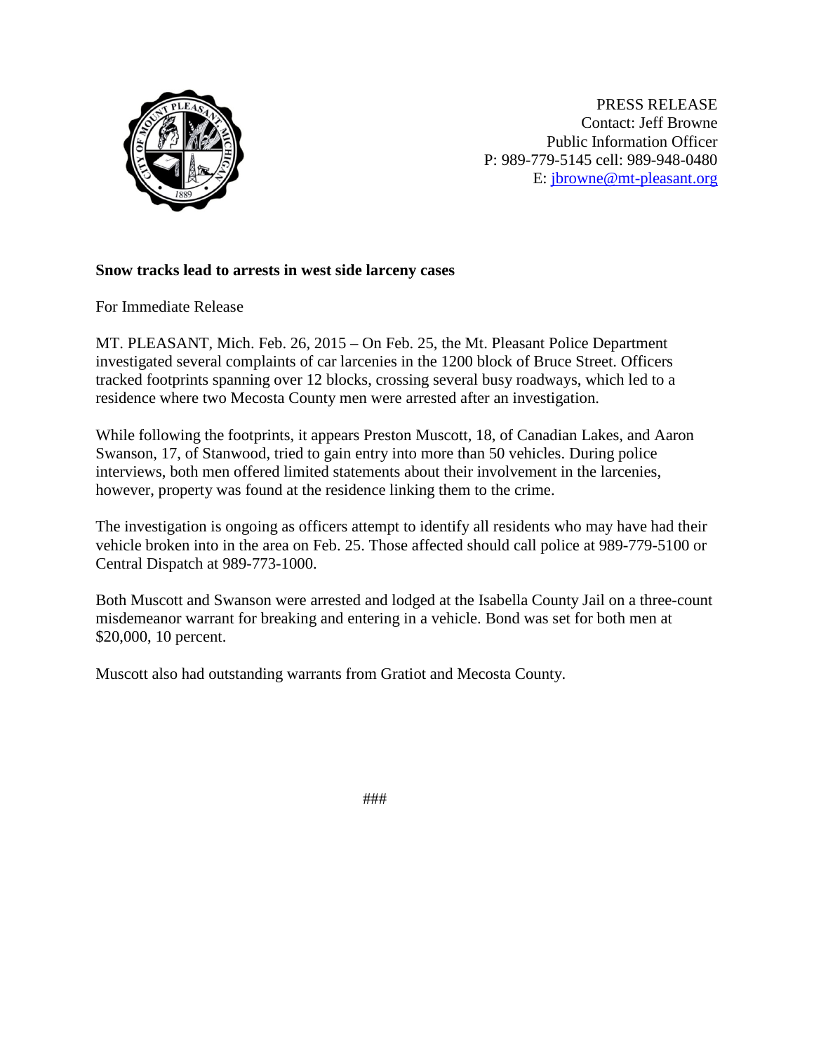PRESS RELEASE
Contact: Jeff Browne
Public Information Officer
P: 989-779-5145 cell: 989-948-0480
E: jbrowne@mt-pleasant.org

**Snow tracks lead to arrests in west side larceny cases**

For Immediate Release

MT. PLEASANT, Mich. Feb. 26, 2015 – On Feb. 25, the Mt. Pleasant Police Department investigated several complaints of car larcenies in the 1200 block of Bruce Street. Officers tracked footprints spanning over 12 blocks, crossing several busy roadways, which led to a residence where two Mecosta County men were arrested after an investigation.

While following the footprints, it appears Preston Muscott, 18, of Canadian Lakes, and Aaron Swanson, 17, of Stanwood, tried to gain entry into more than 50 vehicles. During police interviews, both men offered limited statements about their involvement in the larcenies, however, property was found at the residence linking them to the crime.

The investigation is ongoing as officers attempt to identify all residents who may have had their vehicle broken into in the area on Feb. 25. Those affected should call police at 989-779-5100 or Central Dispatch at 989-773-1000.

Both Muscott and Swanson were arrested and lodged at the Isabella County Jail on a three-count misdemeanor warrant for breaking and entering in a vehicle. Bond was set for both men at $20,000, 10 percent.

Muscott also had outstanding warrants from Gratiot and Mecosta County.

###